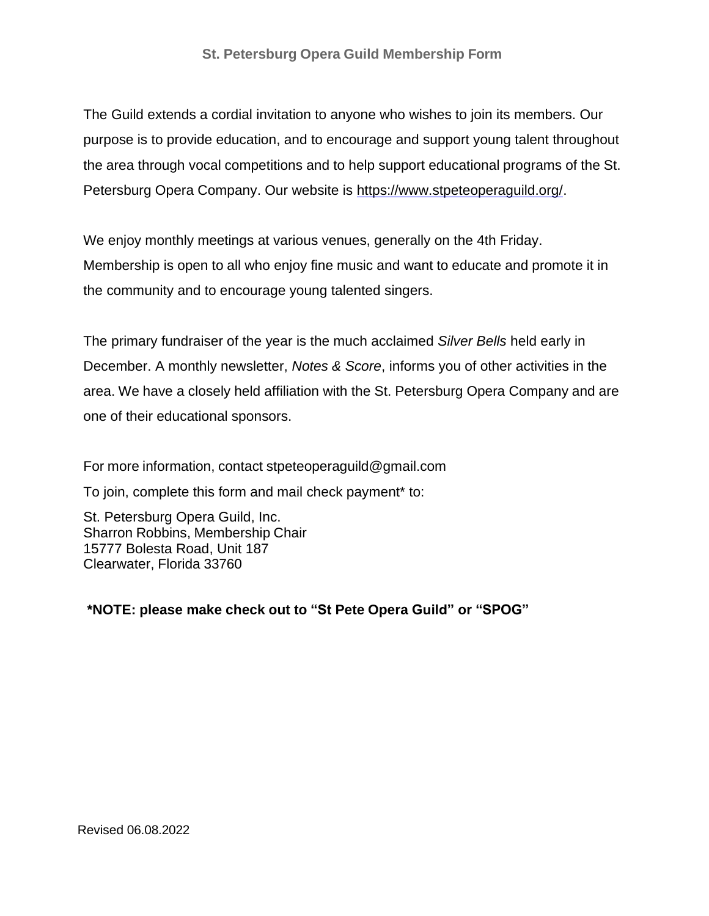# St. Petersburg Opera Guild Membership Form

The Guild extends a cordial invitation to anyone who wishes to join its members. Our purpose is to provide education, and to encourage and support young talent throughout the area through vocal competitions and to help support educational programs of the St. Petersburg Opera Company. Our website is [https://www.stpeteoperaguild.org/](https://www.stpeteoperaguild.org/).

We enjoy monthly meetings at various venues, generally on the 4th Friday. Membership is open to all who enjoy fine music and want to educate and promote it in the community and to encourage young talented singers.

The primary fundraiser of the year is the much acclaimed *Silver Bells* held early in December. A monthly newsletter, *Notes & Score*, informs you of other activities in the area. We have a closely held affiliation with the St. Petersburg Opera Company and are one of their educational sponsors.

For more information, contact stpeteoperaguild@gmail.com

To join, complete this form and mail check payment* to:

St. Petersburg Opera Guild, Inc.
Sharron Robbins, Membership Chair
15777 Bolesta Road, Unit 187
Clearwater, Florida 33760

**\*NOTE: please make check out to "St Pete Opera Guild" or "SPOG"**

Revised 06.08.2022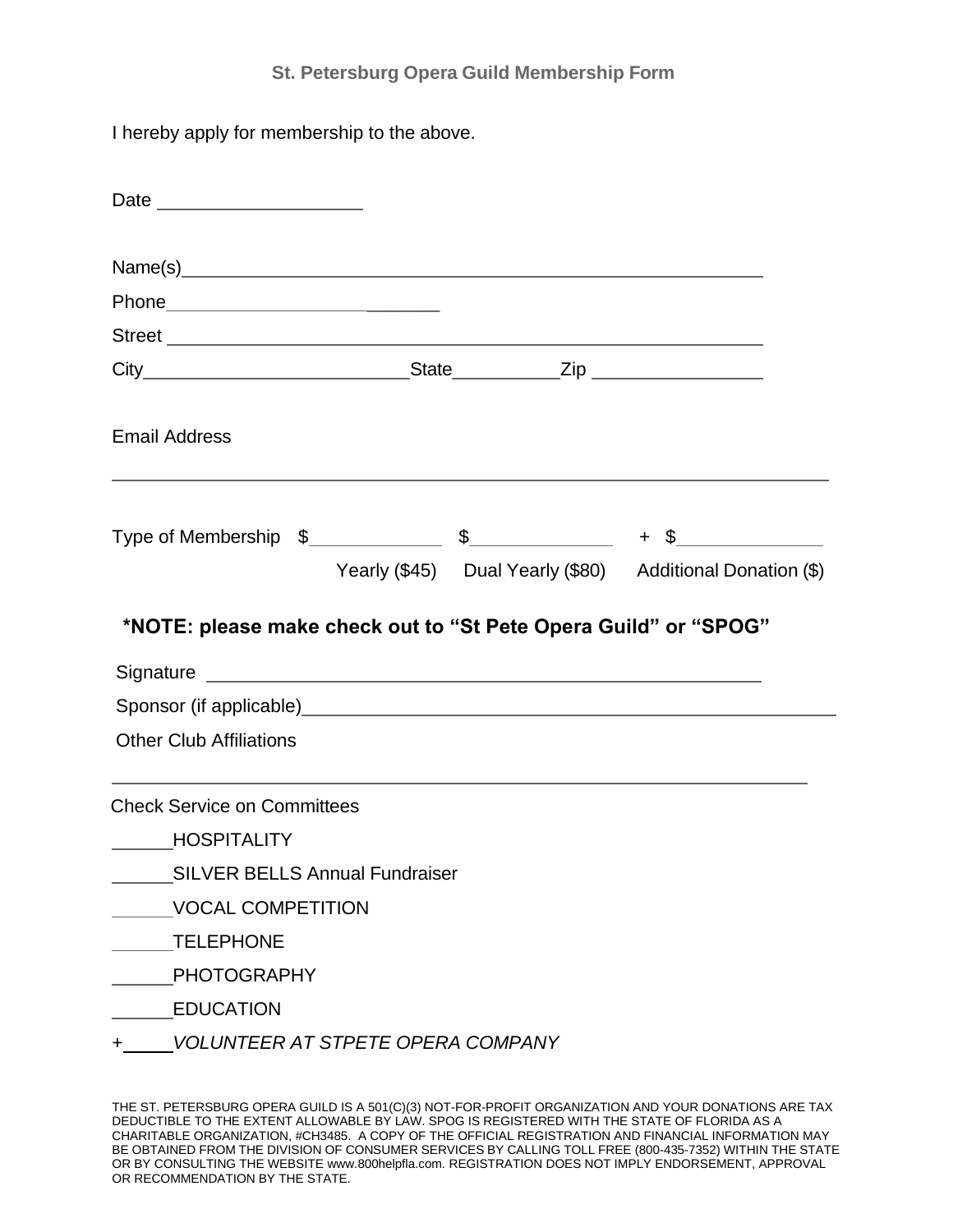## St. Petersburg Opera Guild Membership Form

I hereby apply for membership to the above.

Date ____________________

Name(s)________________________________________________________

Phone___________________________

Street _________________________________________________________

City__________________________State___________Zip _________________

Email Address

______________________________________________________________________

Type of Membership $____________ $____________ + $____________

Yearly ($45) Dual Yearly ($80) Additional Donation ($)

**\*NOTE: please make check out to "St Pete Opera Guild" or "SPOG"**

Signature ______________________________________________________

Sponsor (if applicable)___________________________________________________

Other Club Affiliations

_____________________________________________________________________

Check Service on Committees

______HOSPITALITY

______SILVER BELLS Annual Fundraiser

______VOCAL COMPETITION

______TELEPHONE

______PHOTOGRAPHY

______EDUCATION

+_____*VOLUNTEER AT STPETE OPERA COMPANY*

THE ST. PETERSBURG OPERA GUILD IS A 501(C)(3) NOT-FOR-PROFIT ORGANIZATION AND YOUR DONATIONS ARE TAX DEDUCTIBLE TO THE EXTENT ALLOWABLE BY LAW. SPOG IS REGISTERED WITH THE STATE OF FLORIDA AS A CHARITABLE ORGANIZATION, #CH3485. A COPY OF THE OFFICIAL REGISTRATION AND FINANCIAL INFORMATION MAY BE OBTAINED FROM THE DIVISION OF CONSUMER SERVICES BY CALLING TOLL FREE (800-435-7352) WITHIN THE STATE OR BY CONSULTING THE WEBSITE www.800helpfla.com. REGISTRATION DOES NOT IMPLY ENDORSEMENT, APPROVAL OR RECOMMENDATION BY THE STATE.